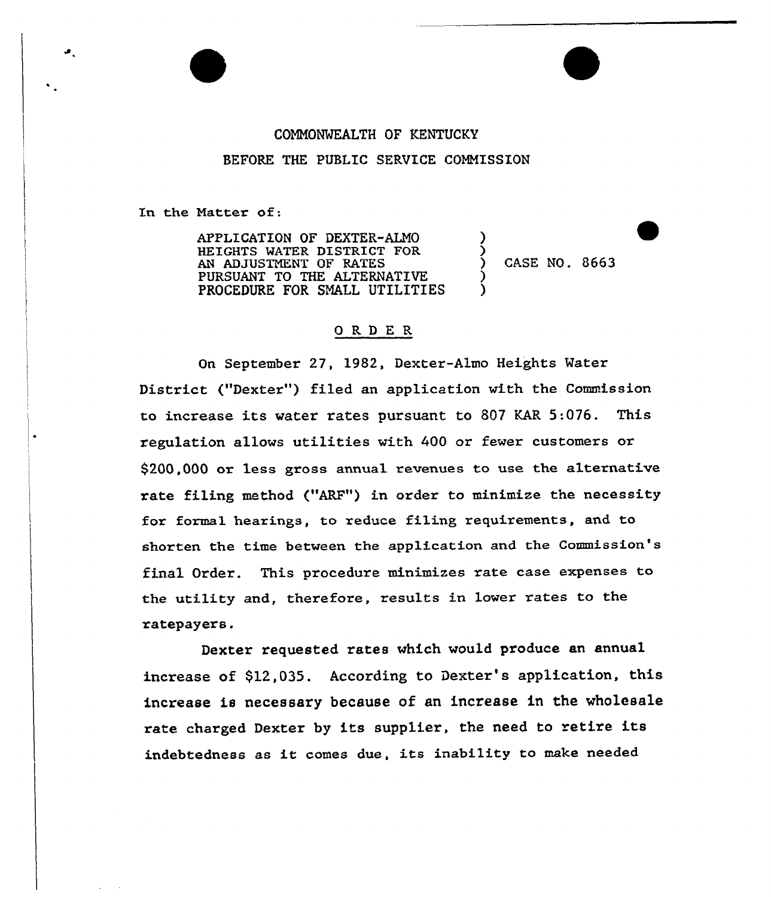COMMONWEALTH OF KENTUCKY

BEFORE THE PUBLIC SERVICE COMMISSION

In the Matter of:

| | | |
|---|---|---|
| APPLICATION OF DEXTER-ALMO HEIGHTS WATER DISTRICT FOR AN ADJUSTMENT OF RATES PURSUANT TO THE ALTERNATIVE PROCEDURE FOR SMALL UTILITIES | ) | CASE NO. 8663 |

## O R D E R

On September 27, 1982, Dexter-Almo Heights Water District ("Dexter") filed an application with the Commission to increase its water rates pursuant to 807 KAR 5:076. This regulation allows utilities with 400 or fewer customers or $200,000 or less gross annual revenues to use the alternative rate filing method ("ARF") in order to minimize the necessity for formal hearings, to reduce filing requirements, and to shorten the time between the application and the Commission's final Order. This procedure minimizes rate case expenses to the utility and, therefore, results in lower rates to the ratepayers.

Dexter requested rates which would produce an annual increase of $12,035. According to Dexter's application, this increase is necessary because of an increase in the wholesale rate charged Dexter by its supplier, the need to retire its indebtedness as it comes due, its inability to make needed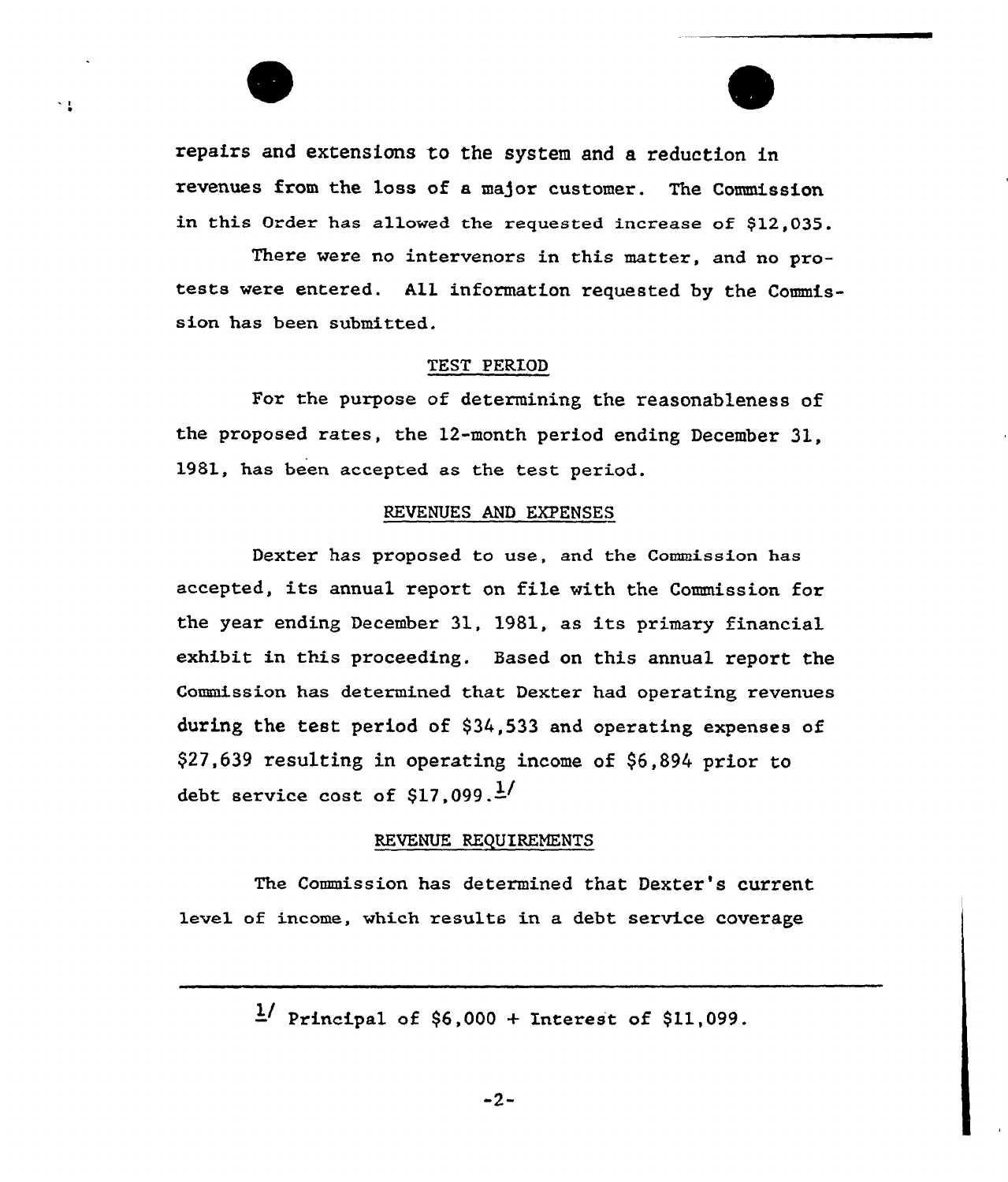repairs and extensions to the system and a reduction in revenues from the loss of a major customer. The Commission in this Order has allowed the requested increase of $12,035.

There were no intervenors in this matter, and no protests were entered. All information requested by the Commission has been submitted.

## TEST PERIOD

For the purpose of determining the reasonableness of the proposed rates, the 12-month period ending December 31, 1981, has been accepted as the test period.

## REVENUES AND EXPENSES

Dexter has proposed to use, and the Commission has accepted, its annual report on file with the Commission for the year ending December 31, 1981, as its primary financial exhibit in this proceeding. Based on this annual report the Commission has determined that Dexter had operating revenues during the test period of $34,533 and operating expenses of $27,639 resulting in operating income of $6,894 prior to debt service cost of $17,099.[1/]

## REVENUE REQUIREMENTS

The Commission has determined that Dexter's current level of income, which results in a debt service coverage

---

[1/] Principal of $6,000 + Interest of $11,099.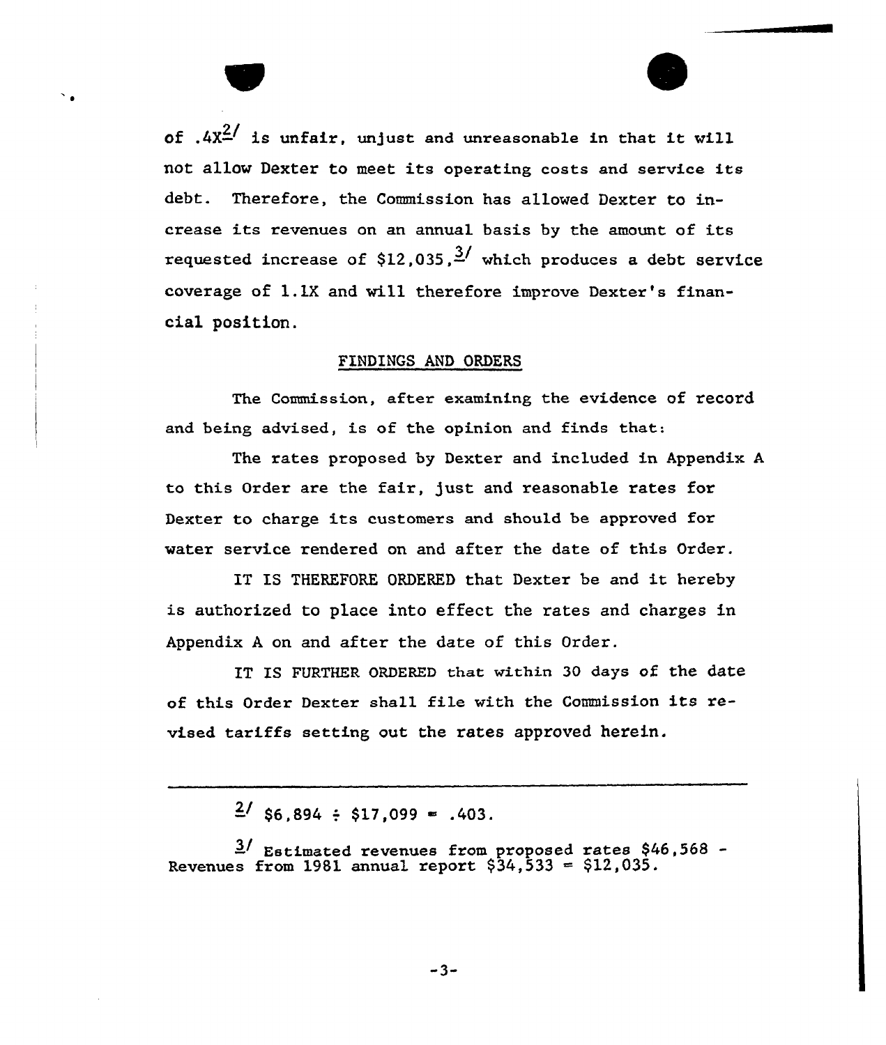of .4X[2] is unfair, unjust and unreasonable in that it will not allow Dexter to meet its operating costs and service its debt. Therefore, the Commission has allowed Dexter to increase its revenues on an annual basis by the amount of its requested increase of $12,035,[3] which produces a debt service coverage of 1.1X and will therefore improve Dexter's financial position.

## FINDINGS AND ORDERS

The Commission, after examining the evidence of record and being advised, is of the opinion and finds that:

The rates proposed by Dexter and included in Appendix A to this Order are the fair, just and reasonable rates for Dexter to charge its customers and should be approved for water service rendered on and after the date of this Order.

IT IS THEREFORE ORDERED that Dexter be and it hereby is authorized to place into effect the rates and charges in Appendix A on and after the date of this Order.

IT IS FURTHER ORDERED that within 30 days of the date of this Order Dexter shall file with the Commission its revised tariffs setting out the rates approved herein.

---

[2] $6,894 ÷ $17,099 = .403.

[3] Estimated revenues from proposed rates $46,568 - Revenues from 1981 annual report $34,533 = $12,035.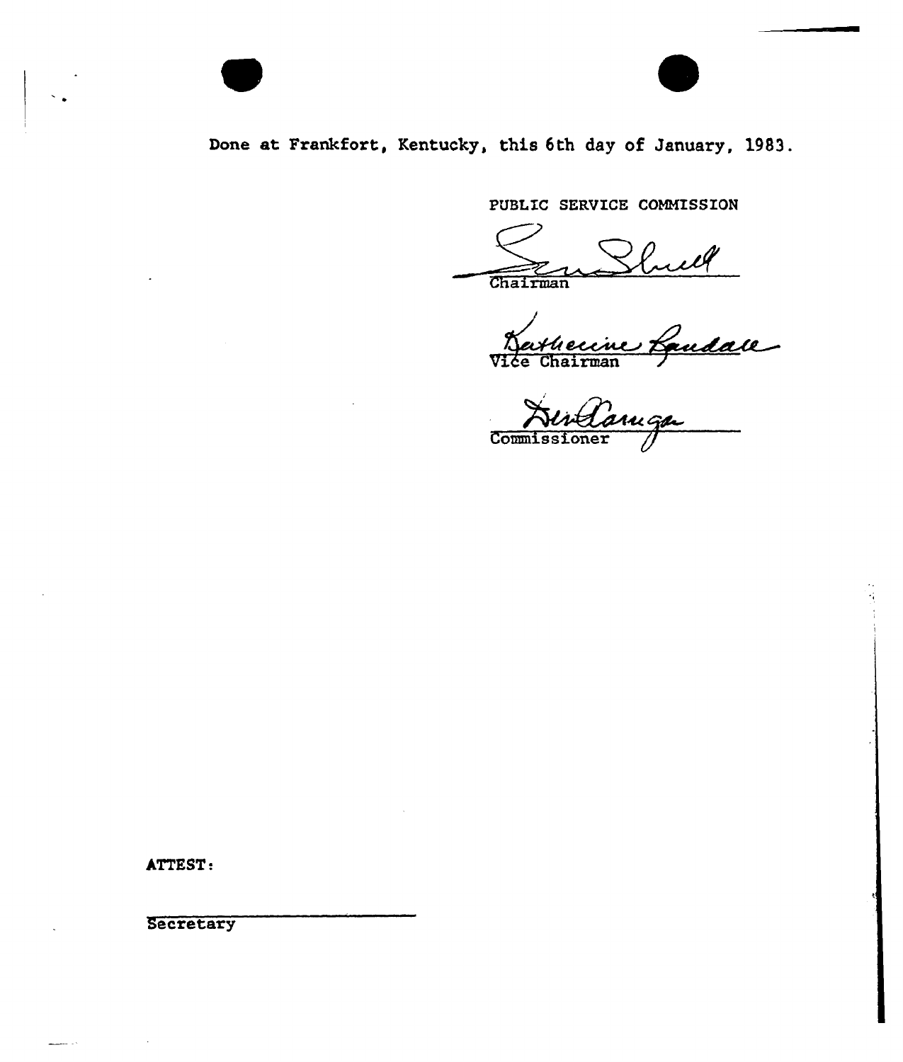Done at Frankfort, Kentucky, this 6th day of January, 1983.

PUBLIC SERVICE COMMISSION

Chairman

Vice Chairman

Commissioner

ATTEST:

Secretary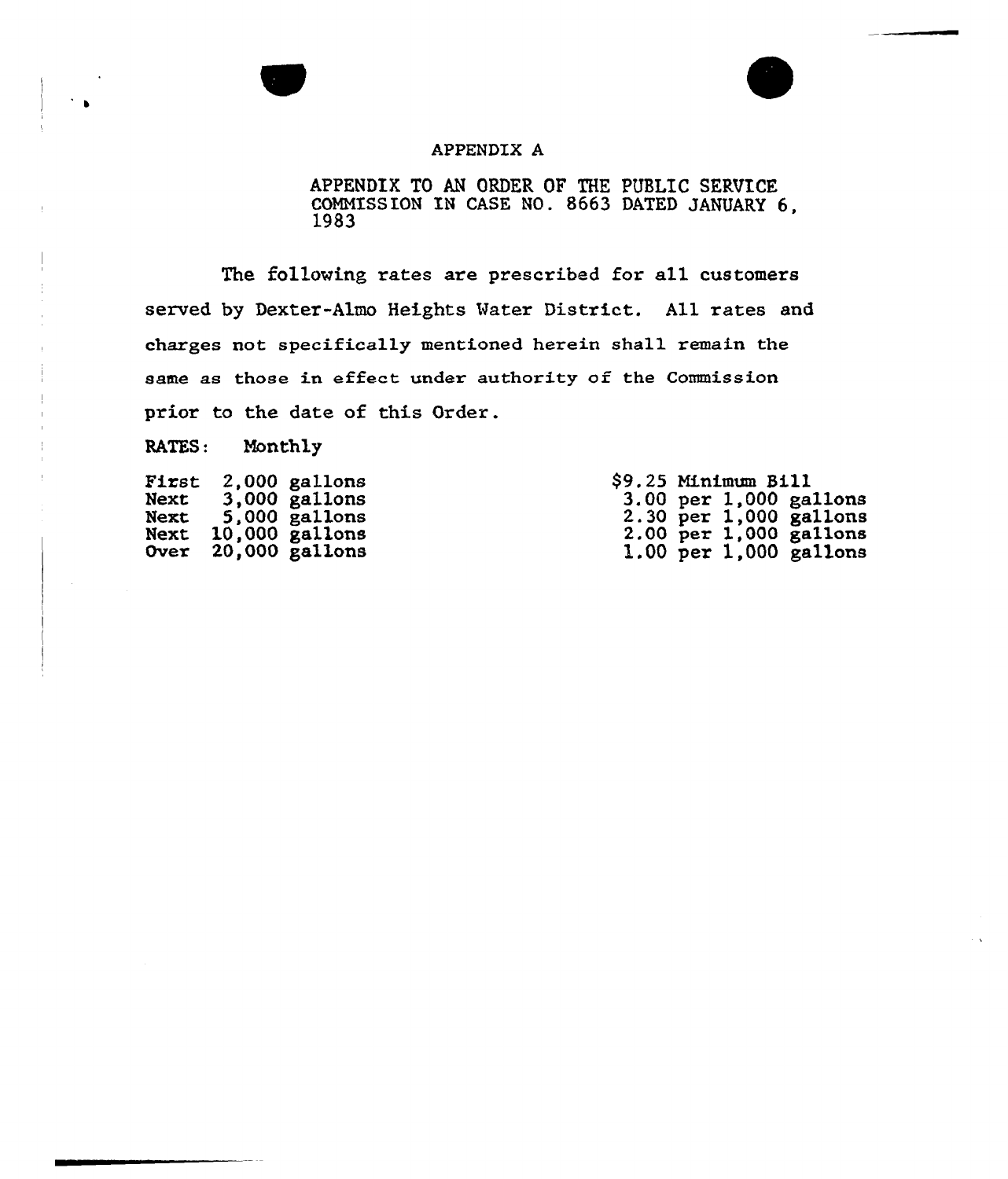# APPENDIX A

APPENDIX TO AN ORDER OF THE PUBLIC SERVICE COMMISSION IN CASE NO. 8663 DATED JANUARY 6, 1983

The following rates are prescribed for all customers served by Dexter-Almo Heights Water District. All rates and charges not specifically mentioned herein shall remain the same as those in effect under authority of the Commission prior to the date of this Order.

RATES: Monthly

| | |
|---|---|
| First 2,000 gallons | $9.25 Minimum Bill |
| Next 3,000 gallons | 3.00 per 1,000 gallons |
| Next 5,000 gallons | 2.30 per 1,000 gallons |
| Next 10,000 gallons | 2.00 per 1,000 gallons |
| Over 20,000 gallons | 1.00 per 1,000 gallons |